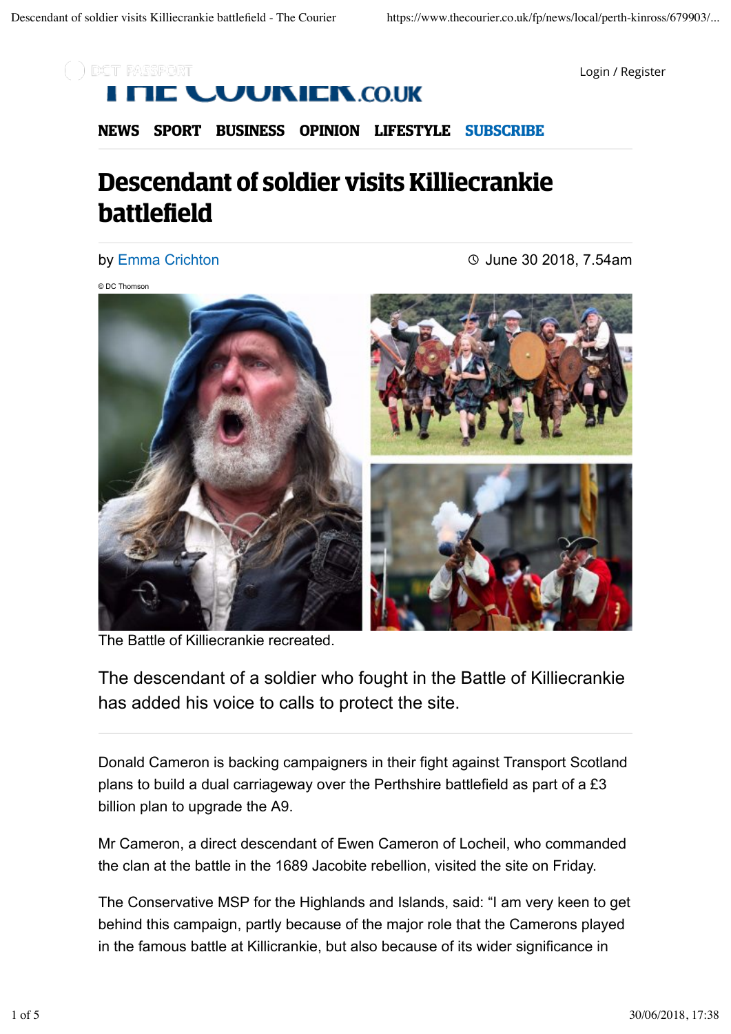# Descendant of soldier visits Killiecrankie battlefield

by Emma Crichton

June 30 2018, 7.54am

© DC Thomson

The Battle of Killiecrankie recreated.

The descendant of a soldier who fought in the Battle of Killiecrankie has added his voice to calls to protect the site.

Donald Cameron is backing campaigners in their fight against Transport Scotland plans to build a dual carriageway over the Perthshire battlefield as part of a £3 billion plan to upgrade the A9.

Mr Cameron, a direct descendant of Ewen Cameron of Locheil, who commanded the clan at the battle in the 1689 Jacobite rebellion, visited the site on Friday.

The Conservative MSP for the Highlands and Islands, said: "I am very keen to get behind this campaign, partly because of the major role that the Camerons played in the famous battle at Killicrankie, but also because of its wider significance in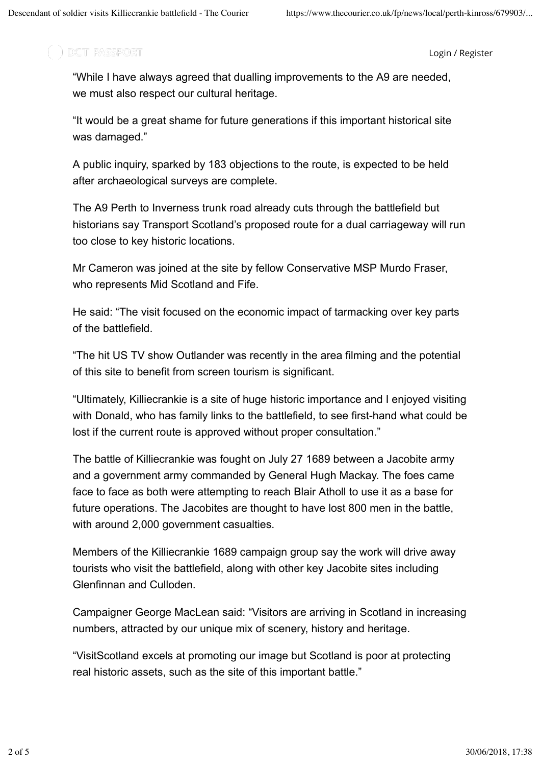“While I have always agreed that dualling improvements to the A9 are needed, we must also respect our cultural heritage.

“It would be a great shame for future generations if this important historical site was damaged.”

A public inquiry, sparked by 183 objections to the route, is expected to be held after archaeological surveys are complete.

The A9 Perth to Inverness trunk road already cuts through the battlefield but historians say Transport Scotland’s proposed route for a dual carriageway will run too close to key historic locations.

Mr Cameron was joined at the site by fellow Conservative MSP Murdo Fraser, who represents Mid Scotland and Fife.

He said: “The visit focused on the economic impact of tarmacking over key parts of the battlefield.

“The hit US TV show Outlander was recently in the area filming and the potential of this site to benefit from screen tourism is significant.

“Ultimately, Killiecrankie is a site of huge historic importance and I enjoyed visiting with Donald, who has family links to the battlefield, to see first-hand what could be lost if the current route is approved without proper consultation.”

The battle of Killiecrankie was fought on July 27 1689 between a Jacobite army and a government army commanded by General Hugh Mackay. The foes came face to face as both were attempting to reach Blair Atholl to use it as a base for future operations. The Jacobites are thought to have lost 800 men in the battle, with around 2,000 government casualties.

Members of the Killiecrankie 1689 campaign group say the work will drive away tourists who visit the battlefield, along with other key Jacobite sites including Glenfinnan and Culloden.

Campaigner George MacLean said: “Visitors are arriving in Scotland in increasing numbers, attracted by our unique mix of scenery, history and heritage.

“VisitScotland excels at promoting our image but Scotland is poor at protecting real historic assets, such as the site of this important battle.”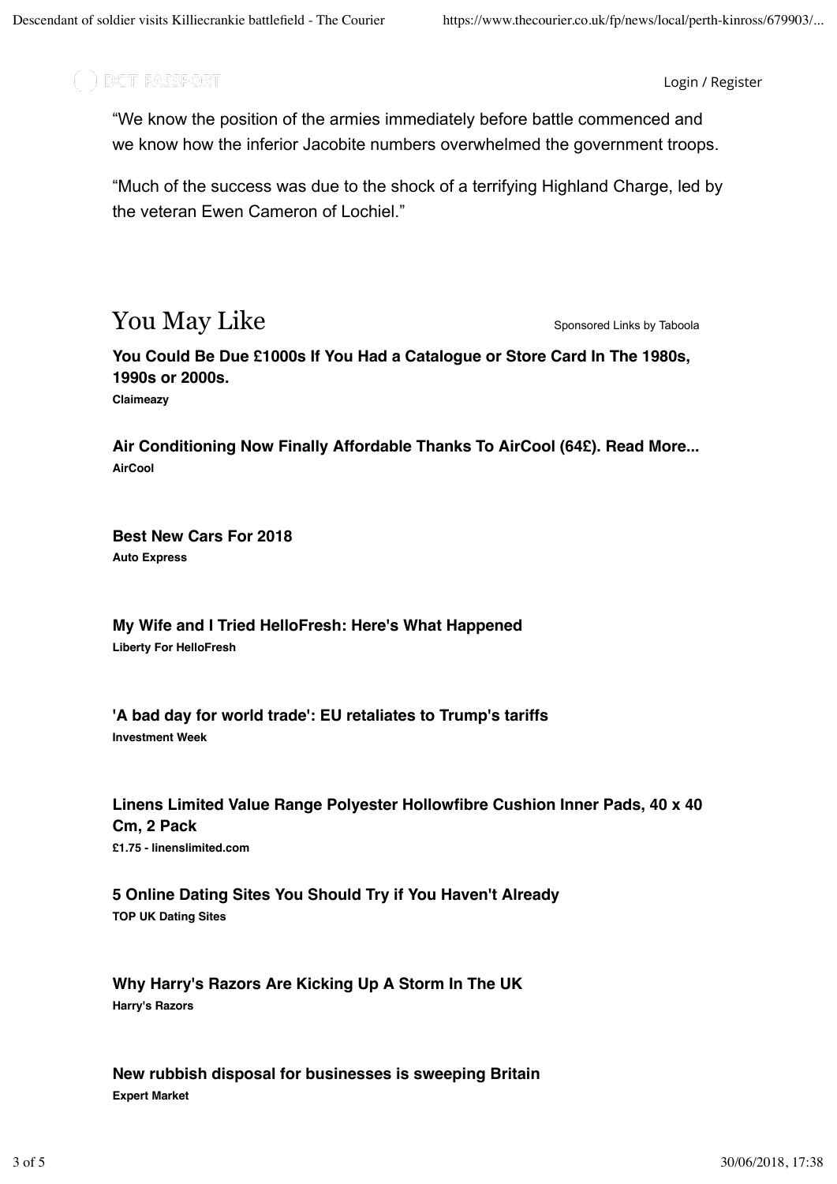"We know the position of the armies immediately before battle commenced and we know how the inferior Jacobite numbers overwhelmed the government troops.

"Much of the success was due to the shock of a terrifying Highland Charge, led by the veteran Ewen Cameron of Lochiel."

## You May Like

Sponsored Links by Taboola

**You Could Be Due £1000s If You Had a Catalogue or Store Card In The 1980s, 1990s or 2000s.**
**Claimeazy**

**Air Conditioning Now Finally Affordable Thanks To AirCool (64£). Read More...**
**AirCool**

**Best New Cars For 2018**
**Auto Express**

**My Wife and I Tried HelloFresh: Here's What Happened**
**Liberty For HelloFresh**

**'A bad day for world trade': EU retaliates to Trump's tariffs**
**Investment Week**

**Linens Limited Value Range Polyester Hollowfibre Cushion Inner Pads, 40 x 40 Cm, 2 Pack**
**£1.75 - linenslimited.com**

**5 Online Dating Sites You Should Try if You Haven't Already**
**TOP UK Dating Sites**

**Why Harry's Razors Are Kicking Up A Storm In The UK**
**Harry's Razors**

**New rubbish disposal for businesses is sweeping Britain**
**Expert Market**